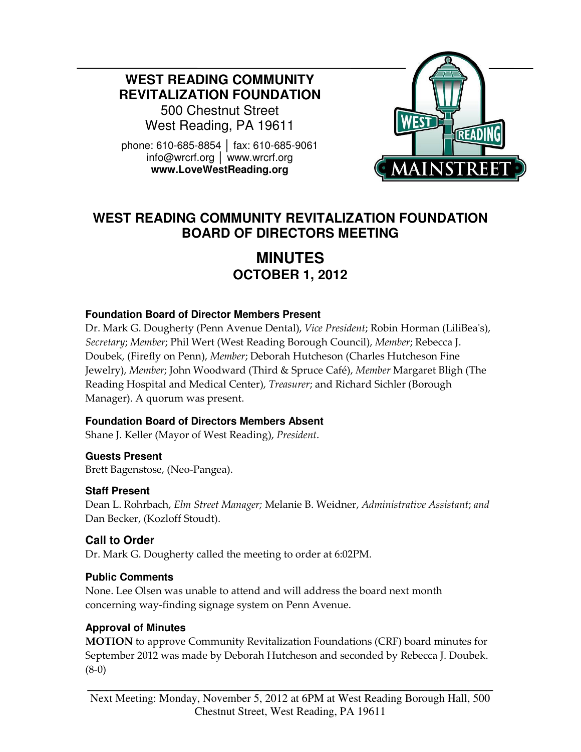**WEST READING COMMUNITY REVITALIZATION FOUNDATION**
500 Chestnut Street
West Reading, PA 19611

phone: 610-685-8854 │ fax: 610-685-9061
info@wrcrf.org │ www.wrcrf.org
**www.LoveWestReading.org**

# WEST READING COMMUNITY REVITALIZATION FOUNDATION BOARD OF DIRECTORS MEETING

## MINUTES
## OCTOBER 1, 2012

### Foundation Board of Director Members Present

Dr. Mark G. Dougherty (Penn Avenue Dental), *Vice President*; Robin Horman (LiliBea's), *Secretary*; *Member*; Phil Wert (West Reading Borough Council), *Member*; Rebecca J. Doubek, (Firefly on Penn), *Member*; Deborah Hutcheson (Charles Hutcheson Fine Jewelry), *Member*; John Woodward (Third & Spruce Café), *Member* Margaret Bligh (The Reading Hospital and Medical Center), *Treasurer*; and Richard Sichler (Borough Manager). A quorum was present.

### Foundation Board of Directors Members Absent

Shane J. Keller (Mayor of West Reading), *President*.

### Guests Present

Brett Bagenstose, (Neo-Pangea).

### Staff Present

Dean L. Rohrbach, *Elm Street Manager;* Melanie B. Weidner, *Administrative Assistant*; *and* Dan Becker, (Kozloff Stoudt).

### Call to Order

Dr. Mark G. Dougherty called the meeting to order at 6:02PM.

### Public Comments

None. Lee Olsen was unable to attend and will address the board next month concerning way-finding signage system on Penn Avenue.

### Approval of Minutes

**MOTION** to approve Community Revitalization Foundations (CRF) board minutes for September 2012 was made by Deborah Hutcheson and seconded by Rebecca J. Doubek. (8-0)

Next Meeting: Monday, November 5, 2012 at 6PM at West Reading Borough Hall, 500 Chestnut Street, West Reading, PA 19611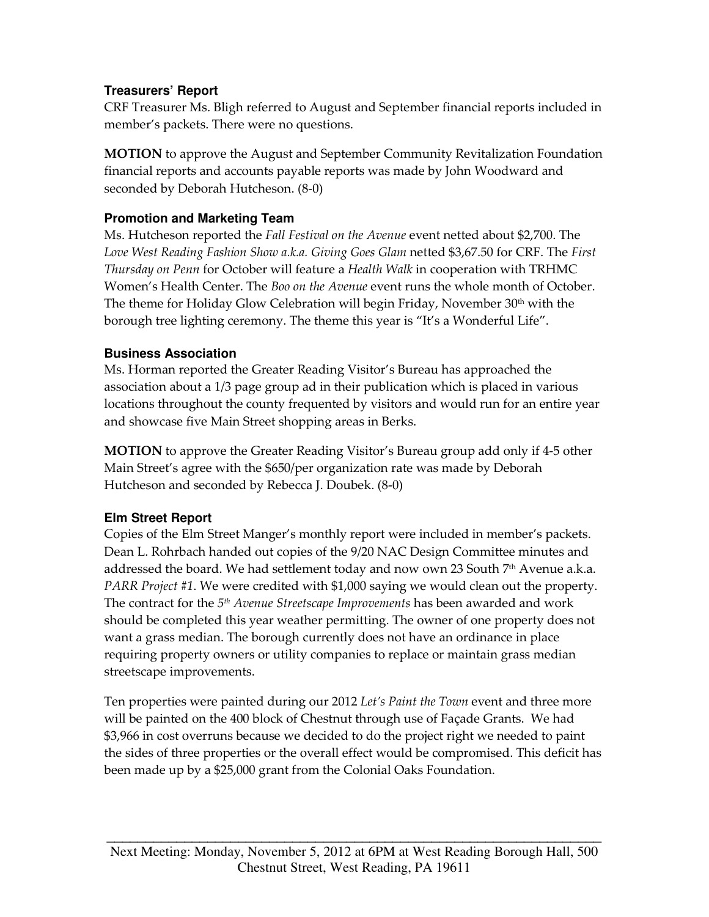### Treasurers' Report

CRF Treasurer Ms. Bligh referred to August and September financial reports included in member's packets. There were no questions.

**MOTION** to approve the August and September Community Revitalization Foundation financial reports and accounts payable reports was made by John Woodward and seconded by Deborah Hutcheson. (8-0)

### Promotion and Marketing Team

Ms. Hutcheson reported the *Fall Festival on the Avenue* event netted about $2,700. The *Love West Reading Fashion Show a.k.a. Giving Goes Glam* netted $3,67.50 for CRF. The *First Thursday on Penn* for October will feature a *Health Walk* in cooperation with TRHMC Women's Health Center. The *Boo on the Avenue* event runs the whole month of October. The theme for Holiday Glow Celebration will begin Friday, November 30th with the borough tree lighting ceremony. The theme this year is "It's a Wonderful Life".

### Business Association

Ms. Horman reported the Greater Reading Visitor's Bureau has approached the association about a 1/3 page group ad in their publication which is placed in various locations throughout the county frequented by visitors and would run for an entire year and showcase five Main Street shopping areas in Berks.

**MOTION** to approve the Greater Reading Visitor's Bureau group add only if 4-5 other Main Street's agree with the $650/per organization rate was made by Deborah Hutcheson and seconded by Rebecca J. Doubek. (8-0)

### Elm Street Report

Copies of the Elm Street Manger's monthly report were included in member's packets. Dean L. Rohrbach handed out copies of the 9/20 NAC Design Committee minutes and addressed the board. We had settlement today and now own 23 South 7th Avenue a.k.a. *PARR Project #1*. We were credited with $1,000 saying we would clean out the property. The contract for the *5th Avenue Streetscape Improvements* has been awarded and work should be completed this year weather permitting. The owner of one property does not want a grass median. The borough currently does not have an ordinance in place requiring property owners or utility companies to replace or maintain grass median streetscape improvements.

Ten properties were painted during our 2012 *Let's Paint the Town* event and three more will be painted on the 400 block of Chestnut through use of Façade Grants. We had $3,966 in cost overruns because we decided to do the project right we needed to paint the sides of three properties or the overall effect would be compromised. This deficit has been made up by a $25,000 grant from the Colonial Oaks Foundation.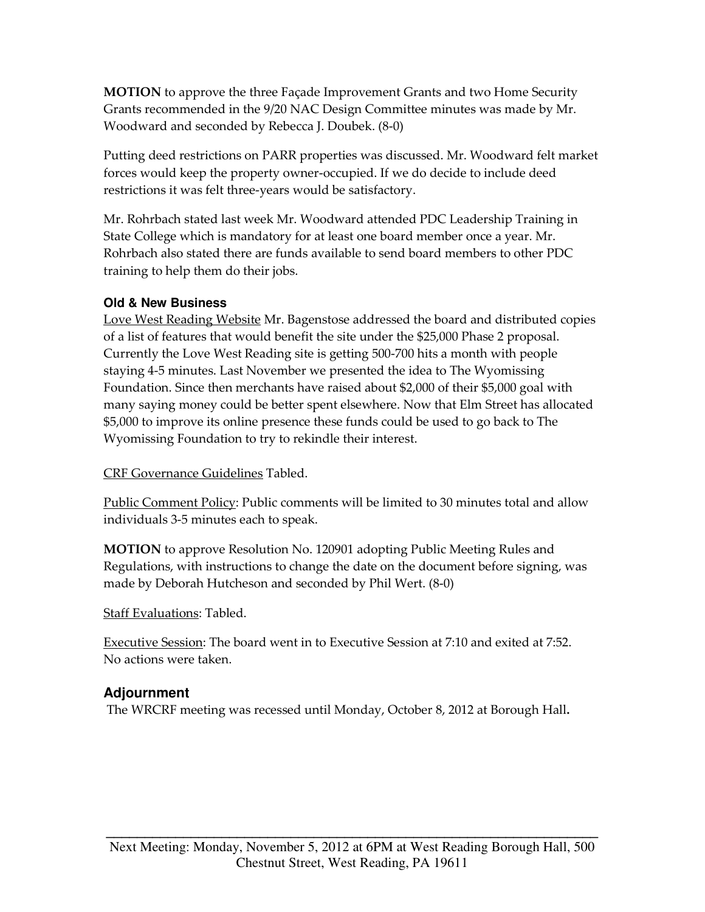**MOTION** to approve the three Façade Improvement Grants and two Home Security Grants recommended in the 9/20 NAC Design Committee minutes was made by Mr. Woodward and seconded by Rebecca J. Doubek. (8-0)

Putting deed restrictions on PARR properties was discussed. Mr. Woodward felt market forces would keep the property owner-occupied. If we do decide to include deed restrictions it was felt three-years would be satisfactory.

Mr. Rohrbach stated last week Mr. Woodward attended PDC Leadership Training in State College which is mandatory for at least one board member once a year. Mr. Rohrbach also stated there are funds available to send board members to other PDC training to help them do their jobs.

### Old & New Business

Love West Reading Website Mr. Bagenstose addressed the board and distributed copies of a list of features that would benefit the site under the $25,000 Phase 2 proposal. Currently the Love West Reading site is getting 500-700 hits a month with people staying 4-5 minutes. Last November we presented the idea to The Wyomissing Foundation. Since then merchants have raised about $2,000 of their $5,000 goal with many saying money could be better spent elsewhere. Now that Elm Street has allocated $5,000 to improve its online presence these funds could be used to go back to The Wyomissing Foundation to try to rekindle their interest.

CRF Governance Guidelines Tabled.

Public Comment Policy: Public comments will be limited to 30 minutes total and allow individuals 3-5 minutes each to speak.

**MOTION** to approve Resolution No. 120901 adopting Public Meeting Rules and Regulations, with instructions to change the date on the document before signing, was made by Deborah Hutcheson and seconded by Phil Wert. (8-0)

Staff Evaluations: Tabled.

Executive Session: The board went in to Executive Session at 7:10 and exited at 7:52. No actions were taken.

## Adjournment

The WRCRF meeting was recessed until Monday, October 8, 2012 at Borough Hall.

Next Meeting: Monday, November 5, 2012 at 6PM at West Reading Borough Hall, 500 Chestnut Street, West Reading, PA 19611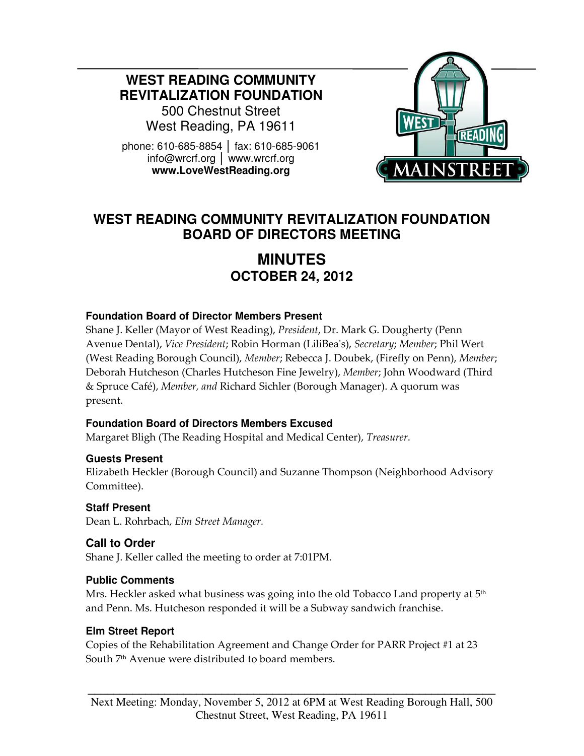**WEST READING COMMUNITY REVITALIZATION FOUNDATION**
500 Chestnut Street
West Reading, PA 19611

phone: 610-685-8854 │ fax: 610-685-9061
info@wrcrf.org │ www.wrcrf.org
**www.LoveWestReading.org**

# WEST READING COMMUNITY REVITALIZATION FOUNDATION BOARD OF DIRECTORS MEETING

## MINUTES
## OCTOBER 24, 2012

### Foundation Board of Director Members Present

Shane J. Keller (Mayor of West Reading), *President*, Dr. Mark G. Dougherty (Penn Avenue Dental), *Vice President*; Robin Horman (LiliBea's), *Secretary*; *Member*; Phil Wert (West Reading Borough Council), *Member*; Rebecca J. Doubek, (Firefly on Penn), *Member*; Deborah Hutcheson (Charles Hutcheson Fine Jewelry), *Member*; John Woodward (Third & Spruce Café), *Member, and* Richard Sichler (Borough Manager). A quorum was present.

### Foundation Board of Directors Members Excused

Margaret Bligh (The Reading Hospital and Medical Center), *Treasurer*.

### Guests Present

Elizabeth Heckler (Borough Council) and Suzanne Thompson (Neighborhood Advisory Committee).

### Staff Present

Dean L. Rohrbach, *Elm Street Manager.*

### Call to Order

Shane J. Keller called the meeting to order at 7:01PM.

### Public Comments

Mrs. Heckler asked what business was going into the old Tobacco Land property at 5th and Penn. Ms. Hutcheson responded it will be a Subway sandwich franchise.

### Elm Street Report

Copies of the Rehabilitation Agreement and Change Order for PARR Project #1 at 23 South 7th Avenue were distributed to board members.

Next Meeting: Monday, November 5, 2012 at 6PM at West Reading Borough Hall, 500 Chestnut Street, West Reading, PA 19611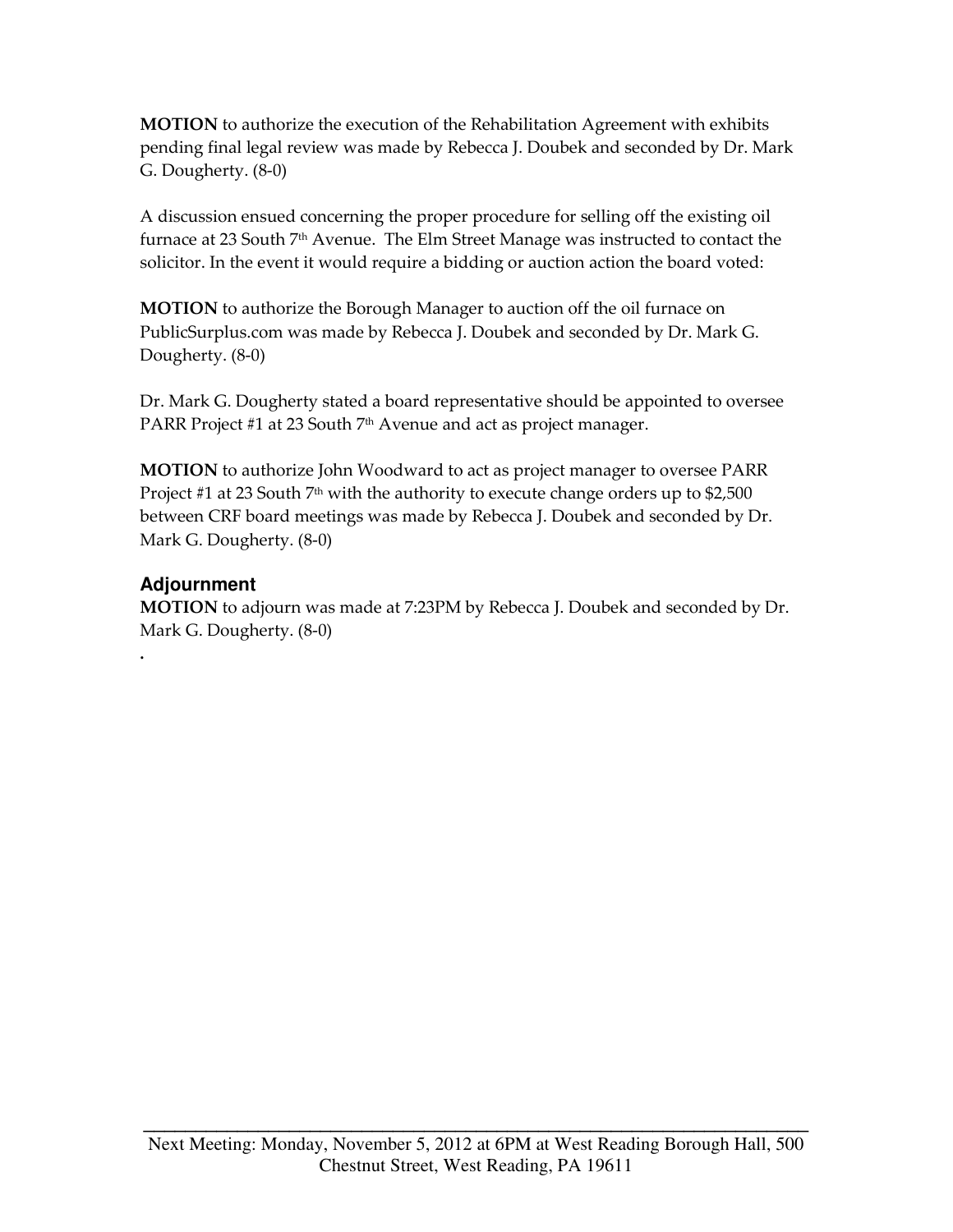**MOTION** to authorize the execution of the Rehabilitation Agreement with exhibits pending final legal review was made by Rebecca J. Doubek and seconded by Dr. Mark G. Dougherty. (8-0)

A discussion ensued concerning the proper procedure for selling off the existing oil furnace at 23 South 7th Avenue. The Elm Street Manage was instructed to contact the solicitor. In the event it would require a bidding or auction action the board voted:

**MOTION** to authorize the Borough Manager to auction off the oil furnace on PublicSurplus.com was made by Rebecca J. Doubek and seconded by Dr. Mark G. Dougherty. (8-0)

Dr. Mark G. Dougherty stated a board representative should be appointed to oversee PARR Project #1 at 23 South 7th Avenue and act as project manager.

**MOTION** to authorize John Woodward to act as project manager to oversee PARR Project #1 at 23 South 7th with the authority to execute change orders up to $2,500 between CRF board meetings was made by Rebecca J. Doubek and seconded by Dr. Mark G. Dougherty. (8-0)

## Adjournment

**MOTION** to adjourn was made at 7:23PM by Rebecca J. Doubek and seconded by Dr. Mark G. Dougherty. (8-0)